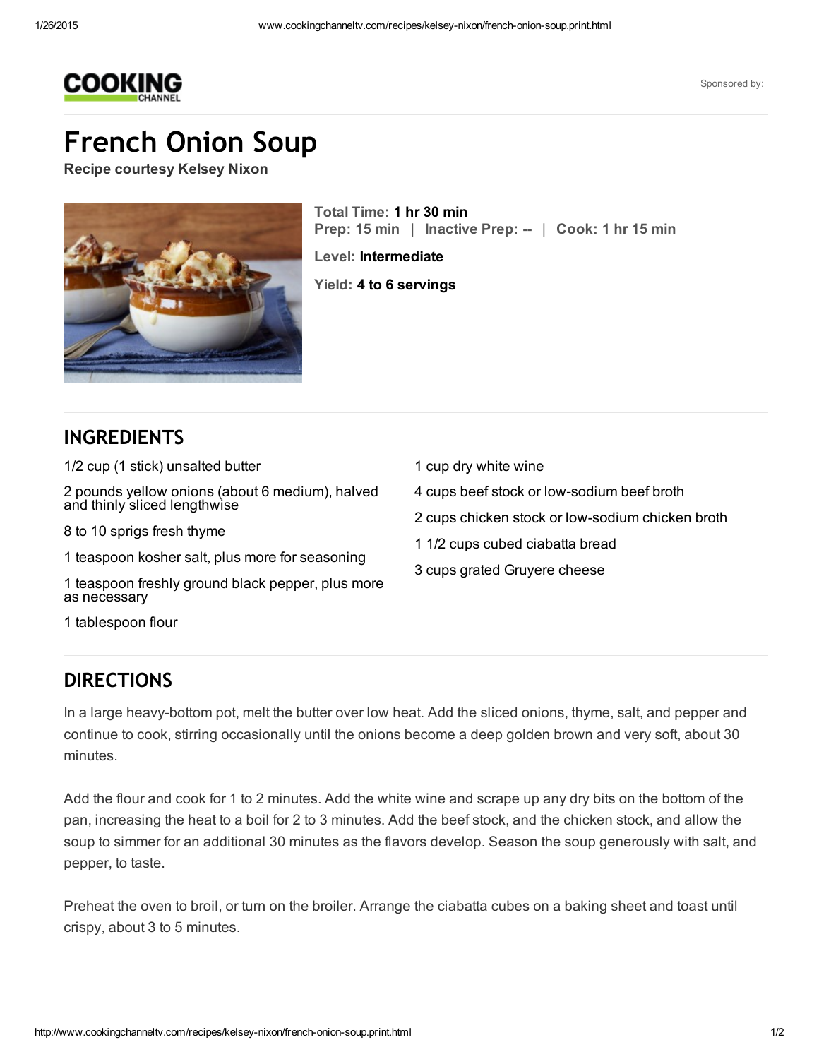COOKING CHANNEL

Sponsored by:

# French Onion Soup

**Recipe courtesy Kelsey Nixon**

**Total Time:** 1 hr 30 min
**Prep:** 15 min | **Inactive Prep:** -- | **Cook:** 1 hr 15 min

**Level:** Intermediate

**Yield:** 4 to 6 servings

## INGREDIENTS

- 1/2 cup (1 stick) unsalted butter
- 2 pounds yellow onions (about 6 medium), halved and thinly sliced lengthwise
- 8 to 10 sprigs fresh thyme
- 1 teaspoon kosher salt, plus more for seasoning
- 1 teaspoon freshly ground black pepper, plus more as necessary
- 1 tablespoon flour
- 1 cup dry white wine
- 4 cups beef stock or low-sodium beef broth
- 2 cups chicken stock or low-sodium chicken broth
- 1 1/2 cups cubed ciabatta bread
- 3 cups grated Gruyere cheese

## DIRECTIONS

In a large heavy-bottom pot, melt the butter over low heat. Add the sliced onions, thyme, salt, and pepper and continue to cook, stirring occasionally until the onions become a deep golden brown and very soft, about 30 minutes.

Add the flour and cook for 1 to 2 minutes. Add the white wine and scrape up any dry bits on the bottom of the pan, increasing the heat to a boil for 2 to 3 minutes. Add the beef stock, and the chicken stock, and allow the soup to simmer for an additional 30 minutes as the flavors develop. Season the soup generously with salt, and pepper, to taste.

Preheat the oven to broil, or turn on the broiler. Arrange the ciabatta cubes on a baking sheet and toast until crispy, about 3 to 5 minutes.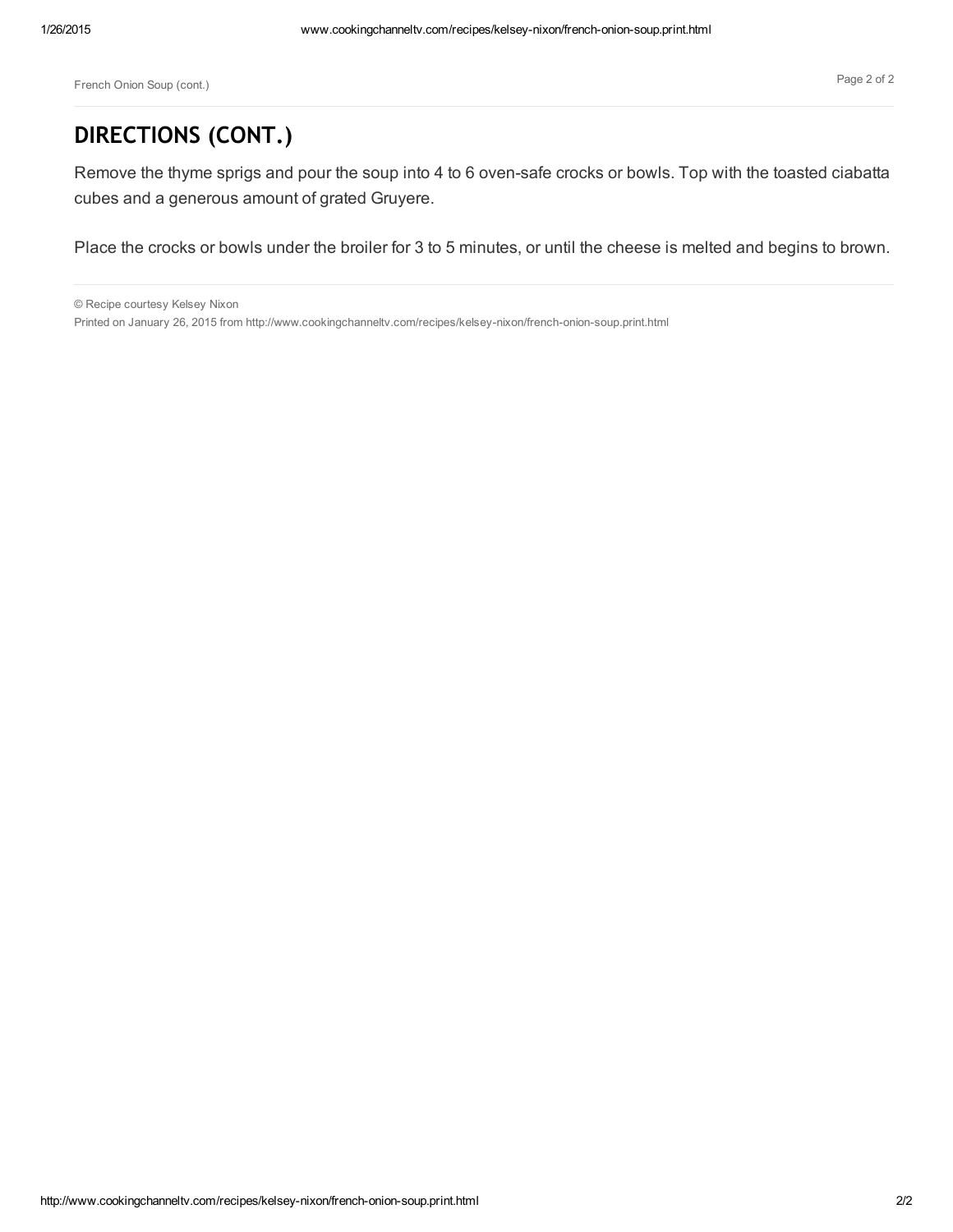## DIRECTIONS (CONT.)

Remove the thyme sprigs and pour the soup into 4 to 6 oven-safe crocks or bowls. Top with the toasted ciabatta cubes and a generous amount of grated Gruyere.

Place the crocks or bowls under the broiler for 3 to 5 minutes, or until the cheese is melted and begins to brown.

© Recipe courtesy Kelsey Nixon

Printed on January 26, 2015 from http://www.cookingchanneltv.com/recipes/kelsey-nixon/french-onion-soup.print.html